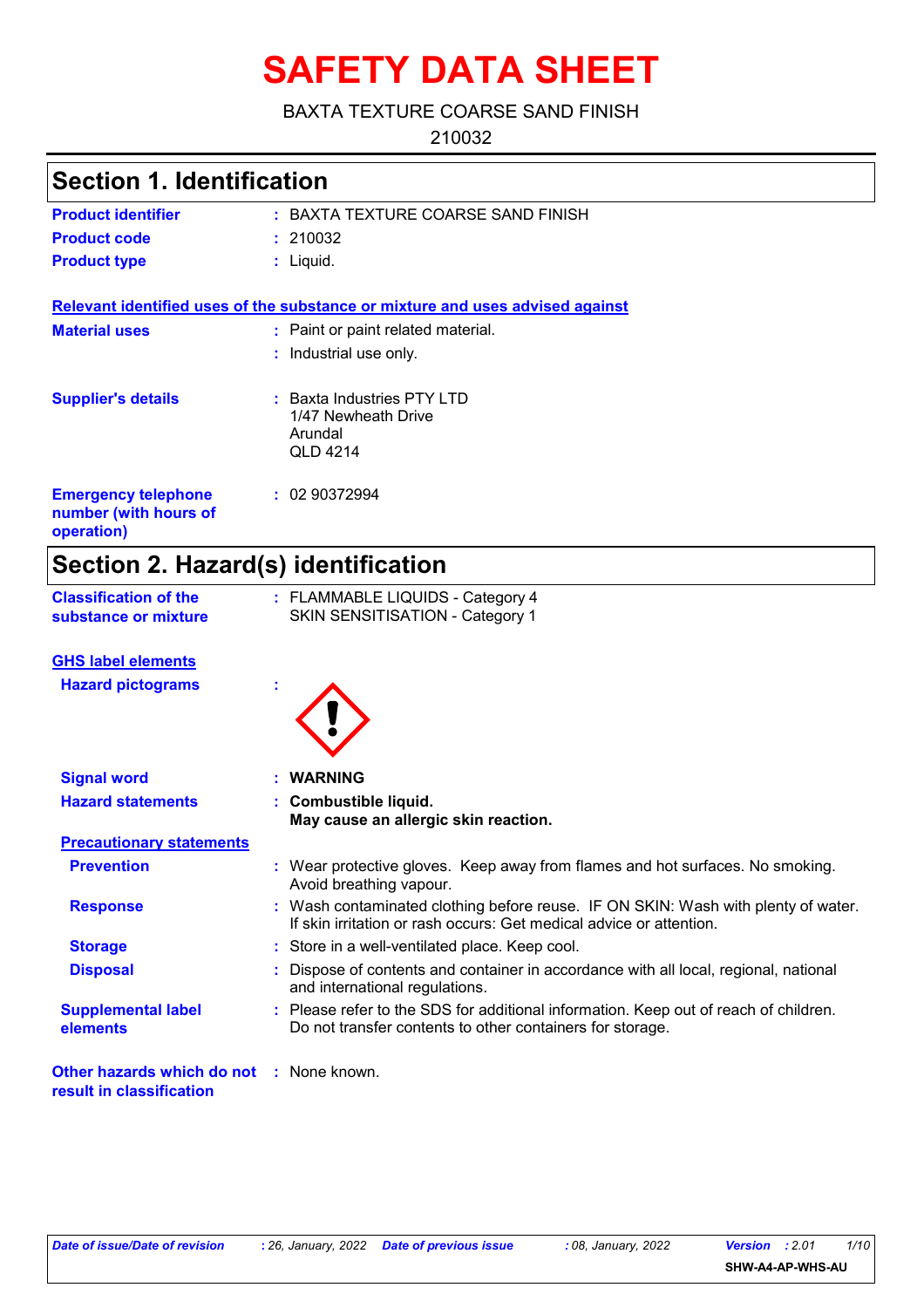# SAFETY DATA SHEET

BAXTA TEXTURE COARSE SAND FINISH

210032

## Section 1. Identification

| | |
|---|---|
| **Product identifier** | : BAXTA TEXTURE COARSE SAND FINISH |
| **Product code** | : 210032 |
| **Product type** | : Liquid. |

**Relevant identified uses of the substance or mixture and uses advised against**

| | |
|---|---|
| **Material uses** | : Paint or paint related material. |
| | : Industrial use only. |
| **Supplier's details** | : Baxta Industries PTY LTD<br>1/47 Newheath Drive<br>Arundal<br>QLD 4214 |
| **Emergency telephone number (with hours of operation)** | : 02 90372994 |

## Section 2. Hazard(s) identification

| | |
|---|---|
| **Classification of the substance or mixture** | : FLAMMABLE LIQUIDS - Category 4<br>SKIN SENSITISATION - Category 1 |

**GHS label elements**

**Hazard pictograms** :

| | |
|---|---|
| **Signal word** | : **WARNING** |
| **Hazard statements** | : **Combustible liquid.**<br>**May cause an allergic skin reaction.** |

**Precautionary statements**

| | |
|---|---|
| **Prevention** | : Wear protective gloves. Keep away from flames and hot surfaces. No smoking. Avoid breathing vapour. |
| **Response** | : Wash contaminated clothing before reuse. IF ON SKIN: Wash with plenty of water. If skin irritation or rash occurs: Get medical advice or attention. |
| **Storage** | : Store in a well-ventilated place. Keep cool. |
| **Disposal** | : Dispose of contents and container in accordance with all local, regional, national and international regulations. |
| **Supplemental label elements** | : Please refer to the SDS for additional information. Keep out of reach of children. Do not transfer contents to other containers for storage. |
| **Other hazards which do not result in classification** | : None known. |

*Date of issue/Date of revision* : 26, January, 2022 *Date of previous issue* : 08, January, 2022 *Version* : 2.01

SHW-A4-AP-WHS-AU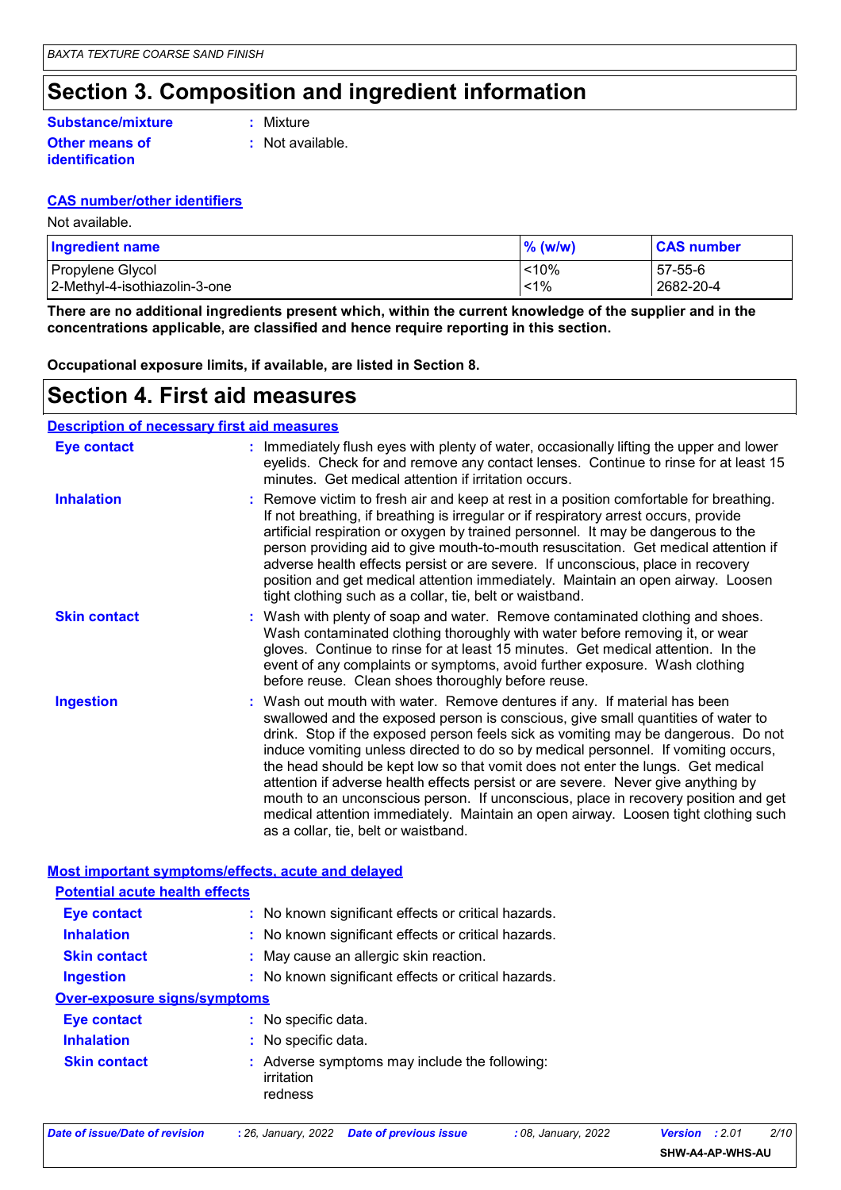## Section 3. Composition and ingredient information

**Substance/mixture** : Mixture

**Other means of identification** : Not available.

**CAS number/other identifiers**

Not available.

| Ingredient name | % (w/w) | CAS number |
|---|---|---|
| Propylene Glycol | <10% | 57-55-6 |
| 2-Methyl-4-isothiazolin-3-one | <1% | 2682-20-4 |

**There are no additional ingredients present which, within the current knowledge of the supplier and in the concentrations applicable, are classified and hence require reporting in this section.**

**Occupational exposure limits, if available, are listed in Section 8.**

## Section 4. First aid measures

**Description of necessary first aid measures**

**Eye contact** : Immediately flush eyes with plenty of water, occasionally lifting the upper and lower eyelids. Check for and remove any contact lenses. Continue to rinse for at least 15 minutes. Get medical attention if irritation occurs.

**Inhalation** : Remove victim to fresh air and keep at rest in a position comfortable for breathing. If not breathing, if breathing is irregular or if respiratory arrest occurs, provide artificial respiration or oxygen by trained personnel. It may be dangerous to the person providing aid to give mouth-to-mouth resuscitation. Get medical attention if adverse health effects persist or are severe. If unconscious, place in recovery position and get medical attention immediately. Maintain an open airway. Loosen tight clothing such as a collar, tie, belt or waistband.

**Skin contact** : Wash with plenty of soap and water. Remove contaminated clothing and shoes. Wash contaminated clothing thoroughly with water before removing it, or wear gloves. Continue to rinse for at least 15 minutes. Get medical attention. In the event of any complaints or symptoms, avoid further exposure. Wash clothing before reuse. Clean shoes thoroughly before reuse.

**Ingestion** : Wash out mouth with water. Remove dentures if any. If material has been swallowed and the exposed person is conscious, give small quantities of water to drink. Stop if the exposed person feels sick as vomiting may be dangerous. Do not induce vomiting unless directed to do so by medical personnel. If vomiting occurs, the head should be kept low so that vomit does not enter the lungs. Get medical attention if adverse health effects persist or are severe. Never give anything by mouth to an unconscious person. If unconscious, place in recovery position and get medical attention immediately. Maintain an open airway. Loosen tight clothing such as a collar, tie, belt or waistband.

**Most important symptoms/effects, acute and delayed**

**Potential acute health effects**

**Eye contact** : No known significant effects or critical hazards.

**Inhalation** : No known significant effects or critical hazards.

**Skin contact** : May cause an allergic skin reaction.

**Ingestion** : No known significant effects or critical hazards.

**Over-exposure signs/symptoms**

**Eye contact** : No specific data.

**Inhalation** : No specific data.

**Skin contact** : Adverse symptoms may include the following:
irritation
redness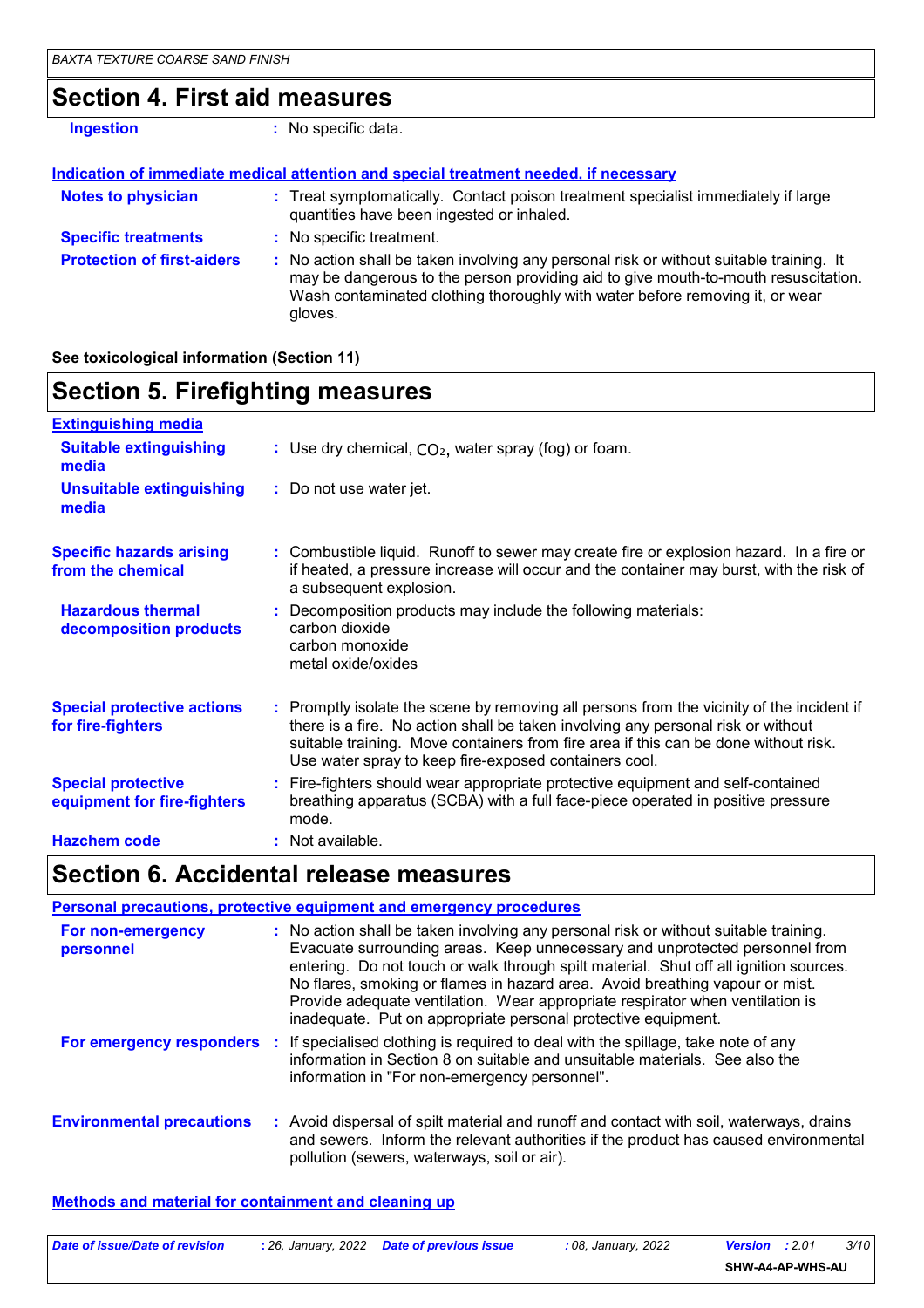## Section 4. First aid measures

**Ingestion** : No specific data.

### Indication of immediate medical attention and special treatment needed, if necessary

**Notes to physician** : Treat symptomatically. Contact poison treatment specialist immediately if large quantities have been ingested or inhaled.

**Specific treatments** : No specific treatment.

**Protection of first-aiders** : No action shall be taken involving any personal risk or without suitable training. It may be dangerous to the person providing aid to give mouth-to-mouth resuscitation. Wash contaminated clothing thoroughly with water before removing it, or wear gloves.

**See toxicological information (Section 11)**

## Section 5. Firefighting measures

### Extinguishing media

**Suitable extinguishing media** : Use dry chemical, $CO_2$, water spray (fog) or foam.

**Unsuitable extinguishing media** : Do not use water jet.

**Specific hazards arising from the chemical** : Combustible liquid. Runoff to sewer may create fire or explosion hazard. In a fire or if heated, a pressure increase will occur and the container may burst, with the risk of a subsequent explosion.

**Hazardous thermal decomposition products** : Decomposition products may include the following materials:
carbon dioxide
carbon monoxide
metal oxide/oxides

**Special protective actions for fire-fighters** : Promptly isolate the scene by removing all persons from the vicinity of the incident if there is a fire. No action shall be taken involving any personal risk or without suitable training. Move containers from fire area if this can be done without risk. Use water spray to keep fire-exposed containers cool.

**Special protective equipment for fire-fighters** : Fire-fighters should wear appropriate protective equipment and self-contained breathing apparatus (SCBA) with a full face-piece operated in positive pressure mode.

**Hazchem code** : Not available.

## Section 6. Accidental release measures

### Personal precautions, protective equipment and emergency procedures

**For non-emergency personnel** : No action shall be taken involving any personal risk or without suitable training. Evacuate surrounding areas. Keep unnecessary and unprotected personnel from entering. Do not touch or walk through spilt material. Shut off all ignition sources. No flares, smoking or flames in hazard area. Avoid breathing vapour or mist. Provide adequate ventilation. Wear appropriate respirator when ventilation is inadequate. Put on appropriate personal protective equipment.

**For emergency responders** : If specialised clothing is required to deal with the spillage, take note of any information in Section 8 on suitable and unsuitable materials. See also the information in "For non-emergency personnel".

**Environmental precautions** : Avoid dispersal of spilt material and runoff and contact with soil, waterways, drains and sewers. Inform the relevant authorities if the product has caused environmental pollution (sewers, waterways, soil or air).

### Methods and material for containment and cleaning up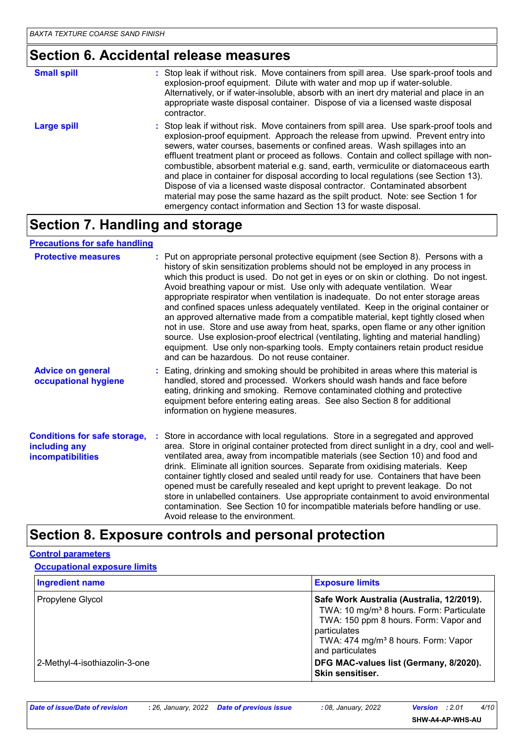## Section 6. Accidental release measures

**Small spill** : Stop leak if without risk. Move containers from spill area. Use spark-proof tools and explosion-proof equipment. Dilute with water and mop up if water-soluble. Alternatively, or if water-insoluble, absorb with an inert dry material and place in an appropriate waste disposal container. Dispose of via a licensed waste disposal contractor.

**Large spill** : Stop leak if without risk. Move containers from spill area. Use spark-proof tools and explosion-proof equipment. Approach the release from upwind. Prevent entry into sewers, water courses, basements or confined areas. Wash spillages into an effluent treatment plant or proceed as follows. Contain and collect spillage with non-combustible, absorbent material e.g. sand, earth, vermiculite or diatomaceous earth and place in container for disposal according to local regulations (see Section 13). Dispose of via a licensed waste disposal contractor. Contaminated absorbent material may pose the same hazard as the spilt product. Note: see Section 1 for emergency contact information and Section 13 for waste disposal.

## Section 7. Handling and storage

**Precautions for safe handling**

**Protective measures** : Put on appropriate personal protective equipment (see Section 8). Persons with a history of skin sensitization problems should not be employed in any process in which this product is used. Do not get in eyes or on skin or clothing. Do not ingest. Avoid breathing vapour or mist. Use only with adequate ventilation. Wear appropriate respirator when ventilation is inadequate. Do not enter storage areas and confined spaces unless adequately ventilated. Keep in the original container or an approved alternative made from a compatible material, kept tightly closed when not in use. Store and use away from heat, sparks, open flame or any other ignition source. Use explosion-proof electrical (ventilating, lighting and material handling) equipment. Use only non-sparking tools. Empty containers retain product residue and can be hazardous. Do not reuse container.

**Advice on general occupational hygiene** : Eating, drinking and smoking should be prohibited in areas where this material is handled, stored and processed. Workers should wash hands and face before eating, drinking and smoking. Remove contaminated clothing and protective equipment before entering eating areas. See also Section 8 for additional information on hygiene measures.

**Conditions for safe storage, including any incompatibilities** : Store in accordance with local regulations. Store in a segregated and approved area. Store in original container protected from direct sunlight in a dry, cool and well-ventilated area, away from incompatible materials (see Section 10) and food and drink. Eliminate all ignition sources. Separate from oxidising materials. Keep container tightly closed and sealed until ready for use. Containers that have been opened must be carefully resealed and kept upright to prevent leakage. Do not store in unlabelled containers. Use appropriate containment to avoid environmental contamination. See Section 10 for incompatible materials before handling or use. Avoid release to the environment.

## Section 8. Exposure controls and personal protection

**Control parameters**

**Occupational exposure limits**

| Ingredient name | Exposure limits |
|---|---|
| Propylene Glycol | **Safe Work Australia (Australia, 12/2019).**<br>TWA: 10 mg/m³ 8 hours. Form: Particulate<br>TWA: 150 ppm 8 hours. Form: Vapor and particulates<br>TWA: 474 mg/m³ 8 hours. Form: Vapor and particulates |
| 2-Methyl-4-isothiazolin-3-one | **DFG MAC-values list (Germany, 8/2020). Skin sensitiser.** |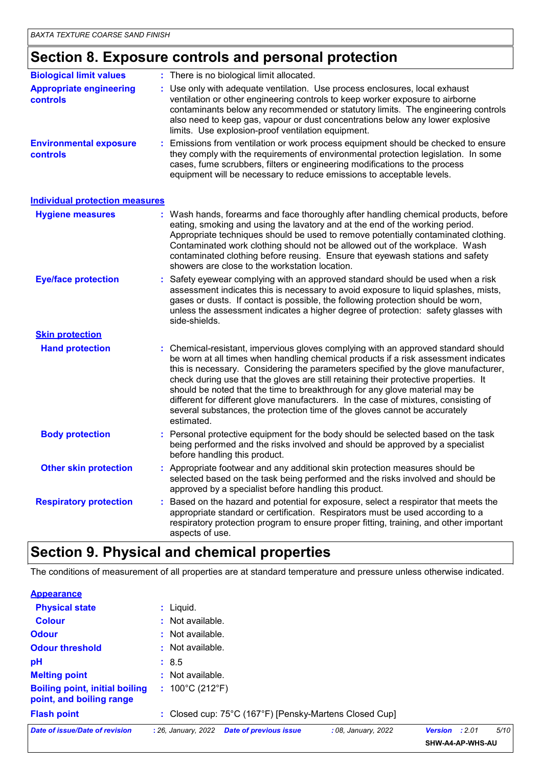## Section 8. Exposure controls and personal protection

**Biological limit values** : There is no biological limit allocated.

**Appropriate engineering controls** : Use only with adequate ventilation. Use process enclosures, local exhaust ventilation or other engineering controls to keep worker exposure to airborne contaminants below any recommended or statutory limits. The engineering controls also need to keep gas, vapour or dust concentrations below any lower explosive limits. Use explosion-proof ventilation equipment.

**Environmental exposure controls** : Emissions from ventilation or work process equipment should be checked to ensure they comply with the requirements of environmental protection legislation. In some cases, fume scrubbers, filters or engineering modifications to the process equipment will be necessary to reduce emissions to acceptable levels.

### Individual protection measures

**Hygiene measures** : Wash hands, forearms and face thoroughly after handling chemical products, before eating, smoking and using the lavatory and at the end of the working period. Appropriate techniques should be used to remove potentially contaminated clothing. Contaminated work clothing should not be allowed out of the workplace. Wash contaminated clothing before reusing. Ensure that eyewash stations and safety showers are close to the workstation location.

**Eye/face protection** : Safety eyewear complying with an approved standard should be used when a risk assessment indicates this is necessary to avoid exposure to liquid splashes, mists, gases or dusts. If contact is possible, the following protection should be worn, unless the assessment indicates a higher degree of protection: safety glasses with side-shields.

#### Skin protection

**Hand protection** : Chemical-resistant, impervious gloves complying with an approved standard should be worn at all times when handling chemical products if a risk assessment indicates this is necessary. Considering the parameters specified by the glove manufacturer, check during use that the gloves are still retaining their protective properties. It should be noted that the time to breakthrough for any glove material may be different for different glove manufacturers. In the case of mixtures, consisting of several substances, the protection time of the gloves cannot be accurately estimated.

**Body protection** : Personal protective equipment for the body should be selected based on the task being performed and the risks involved and should be approved by a specialist before handling this product.

**Other skin protection** : Appropriate footwear and any additional skin protection measures should be selected based on the task being performed and the risks involved and should be approved by a specialist before handling this product.

**Respiratory protection** : Based on the hazard and potential for exposure, select a respirator that meets the appropriate standard or certification. Respirators must be used according to a respiratory protection program to ensure proper fitting, training, and other important aspects of use.

## Section 9. Physical and chemical properties

The conditions of measurement of all properties are at standard temperature and pressure unless otherwise indicated.

### Appearance

**Physical state** : Liquid.

**Colour** : Not available.

**Odour** : Not available.

**Odour threshold** : Not available.

**pH** : 8.5

**Melting point** : Not available.

**Boiling point, initial boiling point, and boiling range** : 100°C (212°F)

**Flash point** : Closed cup: 75°C (167°F) [Pensky-Martens Closed Cup]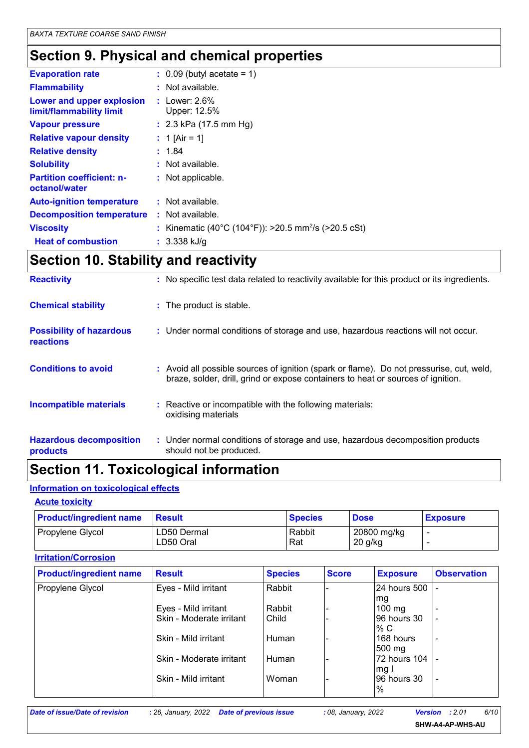## Section 9. Physical and chemical properties

| | |
|---|---|
| **Evaporation rate** | : 0.09 (butyl acetate = 1) |
| **Flammability** | : Not available. |
| **Lower and upper explosion limit/flammability limit** | : Lower: 2.6%<br>Upper: 12.5% |
| **Vapour pressure** | : 2.3 kPa (17.5 mm Hg) |
| **Relative vapour density** | : 1 [Air = 1] |
| **Relative density** | : 1.84 |
| **Solubility** | : Not available. |
| **Partition coefficient: n-octanol/water** | : Not applicable. |
| **Auto-ignition temperature** | : Not available. |
| **Decomposition temperature** | : Not available. |
| **Viscosity** | : Kinematic (40°C (104°F)): >20.5 $mm^2/s$ (>20.5 cSt) |
| **Heat of combustion** | : 3.338 kJ/g |

## Section 10. Stability and reactivity

| | |
|---|---|
| **Reactivity** | : No specific test data related to reactivity available for this product or its ingredients. |
| **Chemical stability** | : The product is stable. |
| **Possibility of hazardous reactions** | : Under normal conditions of storage and use, hazardous reactions will not occur. |
| **Conditions to avoid** | : Avoid all possible sources of ignition (spark or flame). Do not pressurise, cut, weld, braze, solder, drill, grind or expose containers to heat or sources of ignition. |
| **Incompatible materials** | : Reactive or incompatible with the following materials:<br>oxidising materials |
| **Hazardous decomposition products** | : Under normal conditions of storage and use, hazardous decomposition products should not be produced. |

## Section 11. Toxicological information

### Information on toxicological effects

#### Acute toxicity

| Product/ingredient name | Result | Species | Dose | Exposure |
|---|---|---|---|---|
| Propylene Glycol | LD50 Dermal | Rabbit | 20800 mg/kg | - |
| | LD50 Oral | Rat | 20 g/kg | - |

#### Irritation/Corrosion

| Product/ingredient name | Result | Species | Score | Exposure | Observation |
|---|---|---|---|---|---|
| Propylene Glycol | Eyes - Mild irritant | Rabbit | - | 24 hours 500 mg | - |
| | Eyes - Mild irritant | Rabbit | - | 100 mg | - |
| | Skin - Moderate irritant | Child | - | 96 hours 30 % C | - |
| | Skin - Mild irritant | Human | - | 168 hours 500 mg | - |
| | Skin - Moderate irritant | Human | - | 72 hours 104 mg I | - |
| | Skin - Mild irritant | Woman | - | 96 hours 30 % | - |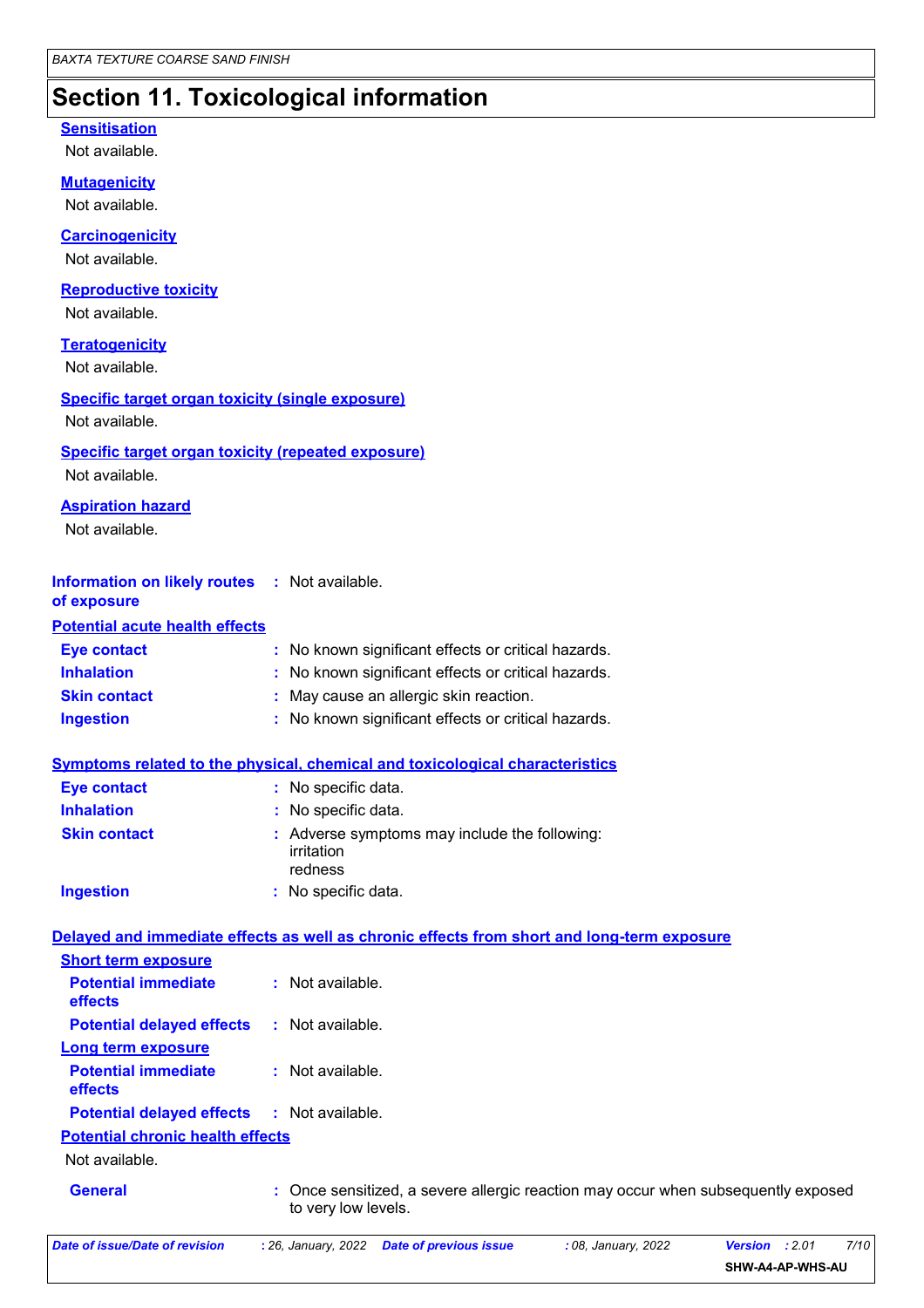# Section 11. Toxicological information

**Sensitisation**

Not available.

**Mutagenicity**

Not available.

**Carcinogenicity**

Not available.

**Reproductive toxicity**

Not available.

**Teratogenicity**

Not available.

**Specific target organ toxicity (single exposure)**

Not available.

**Specific target organ toxicity (repeated exposure)**

Not available.

**Aspiration hazard**

Not available.

**Information on likely routes of exposure** : Not available.

**Potential acute health effects**

| | |
|---|---|
| **Eye contact** | : No known significant effects or critical hazards. |
| **Inhalation** | : No known significant effects or critical hazards. |
| **Skin contact** | : May cause an allergic skin reaction. |
| **Ingestion** | : No known significant effects or critical hazards. |

**Symptoms related to the physical, chemical and toxicological characteristics**

| | |
|---|---|
| **Eye contact** | : No specific data. |
| **Inhalation** | : No specific data. |
| **Skin contact** | : Adverse symptoms may include the following:<br>irritation<br>redness |
| **Ingestion** | : No specific data. |

**Delayed and immediate effects as well as chronic effects from short and long-term exposure**

**Short term exposure**

| | |
|---|---|
| **Potential immediate effects** | : Not available. |
| **Potential delayed effects** | : Not available. |

**Long term exposure**

| | |
|---|---|
| **Potential immediate effects** | : Not available. |
| **Potential delayed effects** | : Not available. |

**Potential chronic health effects**

Not available.

**General** : Once sensitized, a severe allergic reaction may occur when subsequently exposed to very low levels.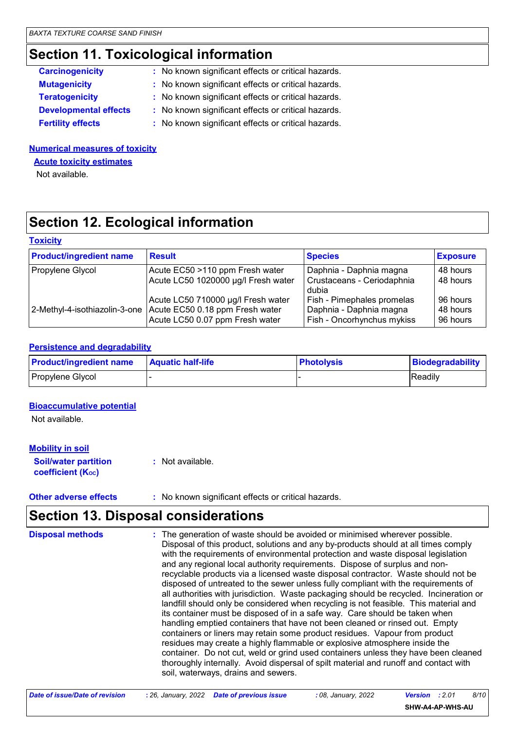## Section 11. Toxicological information

**Carcinogenicity** : No known significant effects or critical hazards.

**Mutagenicity** : No known significant effects or critical hazards.

**Teratogenicity** : No known significant effects or critical hazards.

**Developmental effects** : No known significant effects or critical hazards.

**Fertility effects** : No known significant effects or critical hazards.

### Numerical measures of toxicity

#### Acute toxicity estimates

Not available.

## Section 12. Ecological information

### Toxicity

| Product/ingredient name | Result | Species | Exposure |
|---|---|---|---|
| Propylene Glycol | Acute EC50 >110 ppm Fresh water | Daphnia - Daphnia magna | 48 hours |
| | Acute LC50 1020000 µg/l Fresh water | Crustaceans - Ceriodaphnia dubia | 48 hours |
| | Acute LC50 710000 µg/l Fresh water | Fish - Pimephales promelas | 96 hours |
| 2-Methyl-4-isothiazolin-3-one | Acute EC50 0.18 ppm Fresh water | Daphnia - Daphnia magna | 48 hours |
| | Acute LC50 0.07 ppm Fresh water | Fish - Oncorhynchus mykiss | 96 hours |

### Persistence and degradability

| Product/ingredient name | Aquatic half-life | Photolysis | Biodegradability |
|---|---|---|---|
| Propylene Glycol | - | - | Readily |

### Bioaccumulative potential

Not available.

### Mobility in soil

**Soil/water partition coefficient ($K_{oc}$)** : Not available.

**Other adverse effects** : No known significant effects or critical hazards.

## Section 13. Disposal considerations

**Disposal methods** : The generation of waste should be avoided or minimised wherever possible. Disposal of this product, solutions and any by-products should at all times comply with the requirements of environmental protection and waste disposal legislation and any regional local authority requirements. Dispose of surplus and non-recyclable products via a licensed waste disposal contractor. Waste should not be disposed of untreated to the sewer unless fully compliant with the requirements of all authorities with jurisdiction. Waste packaging should be recycled. Incineration or landfill should only be considered when recycling is not feasible. This material and its container must be disposed of in a safe way. Care should be taken when handling emptied containers that have not been cleaned or rinsed out. Empty containers or liners may retain some product residues. Vapour from product residues may create a highly flammable or explosive atmosphere inside the container. Do not cut, weld or grind used containers unless they have been cleaned thoroughly internally. Avoid dispersal of spilt material and runoff and contact with soil, waterways, drains and sewers.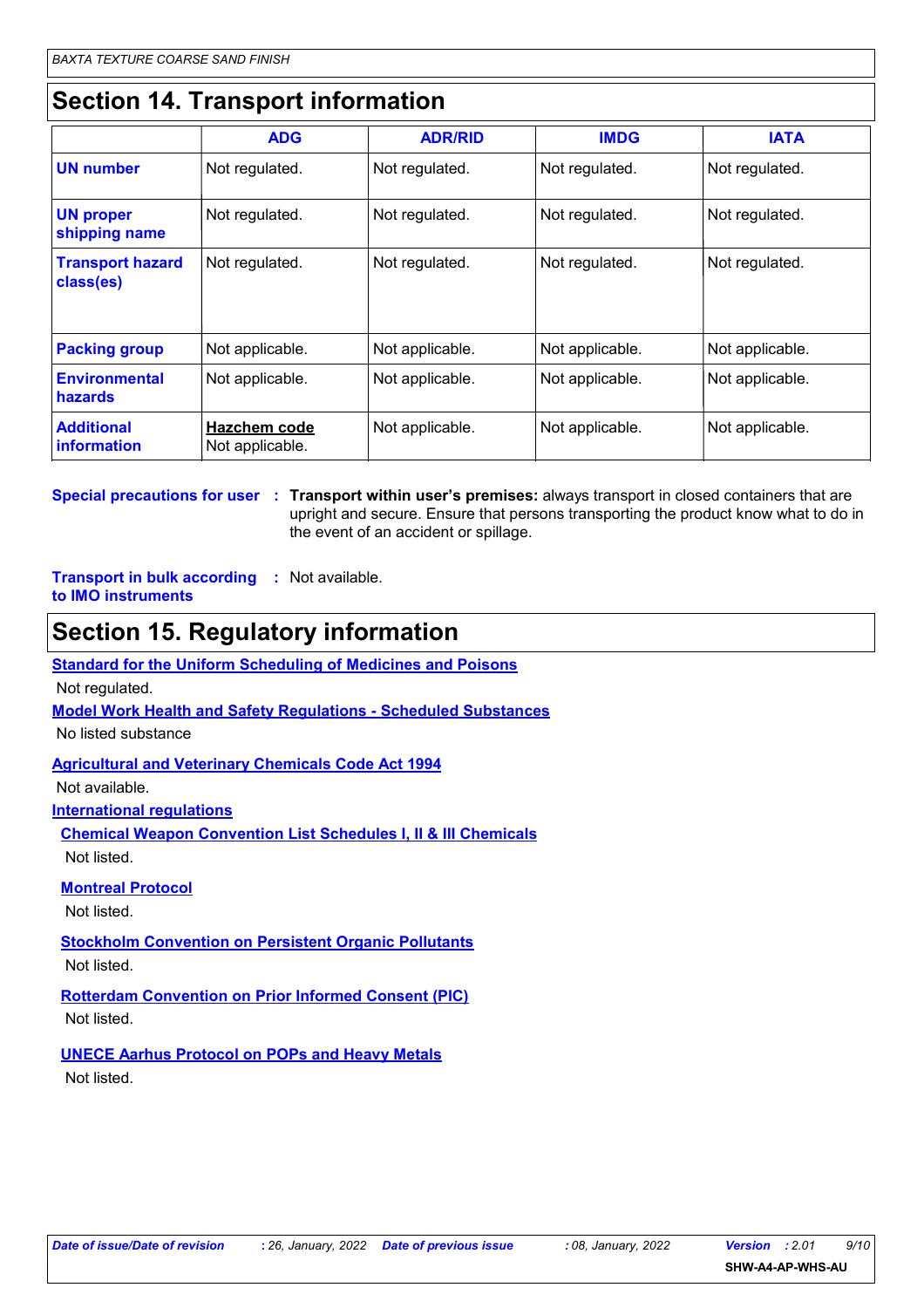## Section 14. Transport information

| | ADG | ADR/RID | IMDG | IATA |
|---|---|---|---|---|
| **UN number** | Not regulated. | Not regulated. | Not regulated. | Not regulated. |
| **UN proper shipping name** | Not regulated. | Not regulated. | Not regulated. | Not regulated. |
| **Transport hazard class(es)** | Not regulated. | Not regulated. | Not regulated. | Not regulated. |
| **Packing group** | Not applicable. | Not applicable. | Not applicable. | Not applicable. |
| **Environmental hazards** | Not applicable. | Not applicable. | Not applicable. | Not applicable. |
| **Additional information** | **Hazchem code** Not applicable. | Not applicable. | Not applicable. | Not applicable. |

**Special precautions for user** : **Transport within user's premises:** always transport in closed containers that are upright and secure. Ensure that persons transporting the product know what to do in the event of an accident or spillage.

**Transport in bulk according to IMO instruments** : Not available.

## Section 15. Regulatory information

**Standard for the Uniform Scheduling of Medicines and Poisons**

Not regulated.

**Model Work Health and Safety Regulations - Scheduled Substances**

No listed substance

**Agricultural and Veterinary Chemicals Code Act 1994**

Not available.

**International regulations**

**Chemical Weapon Convention List Schedules I, II & III Chemicals**

Not listed.

**Montreal Protocol**

Not listed.

**Stockholm Convention on Persistent Organic Pollutants**

Not listed.

**Rotterdam Convention on Prior Informed Consent (PIC)**

Not listed.

**UNECE Aarhus Protocol on POPs and Heavy Metals**

Not listed.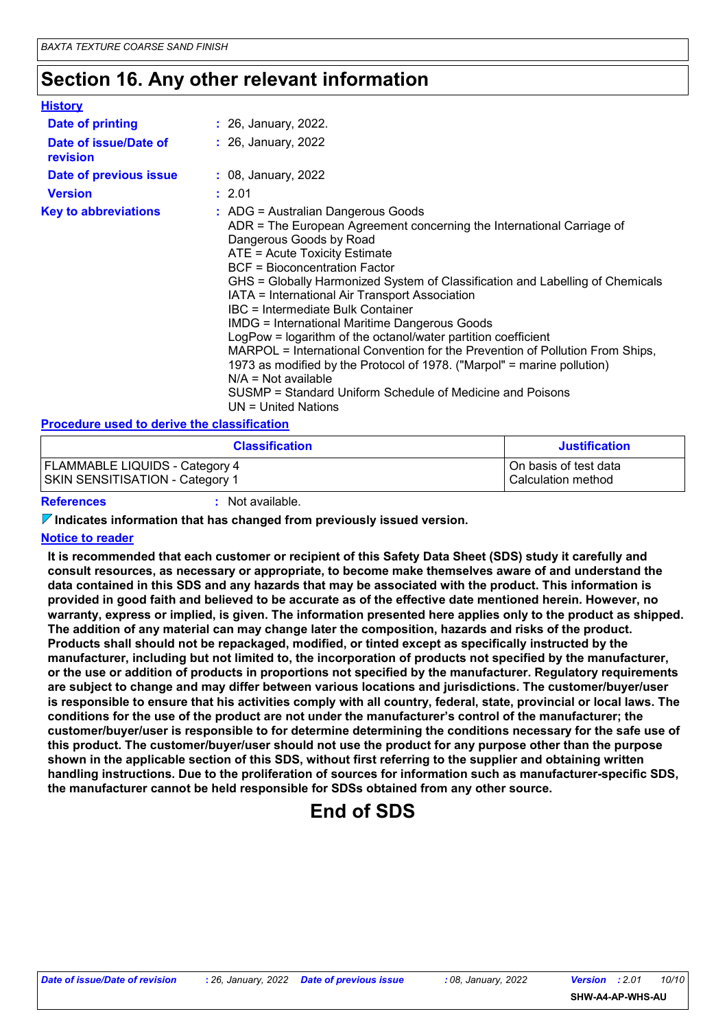# Section 16. Any other relevant information

**History**

**Date of printing** : 26, January, 2022.

**Date of issue/Date of revision** : 26, January, 2022

**Date of previous issue** : 08, January, 2022

**Version** : 2.01

**Key to abbreviations** : ADG = Australian Dangerous Goods
ADR = The European Agreement concerning the International Carriage of Dangerous Goods by Road
ATE = Acute Toxicity Estimate
BCF = Bioconcentration Factor
GHS = Globally Harmonized System of Classification and Labelling of Chemicals
IATA = International Air Transport Association
IBC = Intermediate Bulk Container
IMDG = International Maritime Dangerous Goods
LogPow = logarithm of the octanol/water partition coefficient
MARPOL = International Convention for the Prevention of Pollution From Ships, 1973 as modified by the Protocol of 1978. ("Marpol" = marine pollution)
N/A = Not available
SUSMP = Standard Uniform Schedule of Medicine and Poisons
UN = United Nations

**Procedure used to derive the classification**

| Classification | Justification |
| --- | --- |
| FLAMMABLE LIQUIDS - Category 4 | On basis of test data |
| SKIN SENSITISATION - Category 1 | Calculation method |

**References** : Not available.

**Indicates information that has changed from previously issued version.**

**Notice to reader**

**It is recommended that each customer or recipient of this Safety Data Sheet (SDS) study it carefully and consult resources, as necessary or appropriate, to become make themselves aware of and understand the data contained in this SDS and any hazards that may be associated with the product. This information is provided in good faith and believed to be accurate as of the effective date mentioned herein. However, no warranty, express or implied, is given. The information presented here applies only to the product as shipped. The addition of any material can may change later the composition, hazards and risks of the product. Products shall should not be repackaged, modified, or tinted except as specifically instructed by the manufacturer, including but not limited to, the incorporation of products not specified by the manufacturer, or the use or addition of products in proportions not specified by the manufacturer. Regulatory requirements are subject to change and may differ between various locations and jurisdictions. The customer/buyer/user is responsible to ensure that his activities comply with all country, federal, state, provincial or local laws. The conditions for the use of the product are not under the manufacturer's control of the manufacturer; the customer/buyer/user is responsible to for determine determining the conditions necessary for the safe use of this product. The customer/buyer/user should not use the product for any purpose other than the purpose shown in the applicable section of this SDS, without first referring to the supplier and obtaining written handling instructions. Due to the proliferation of sources for information such as manufacturer-specific SDS, the manufacturer cannot be held responsible for SDSs obtained from any other source.**

## End of SDS